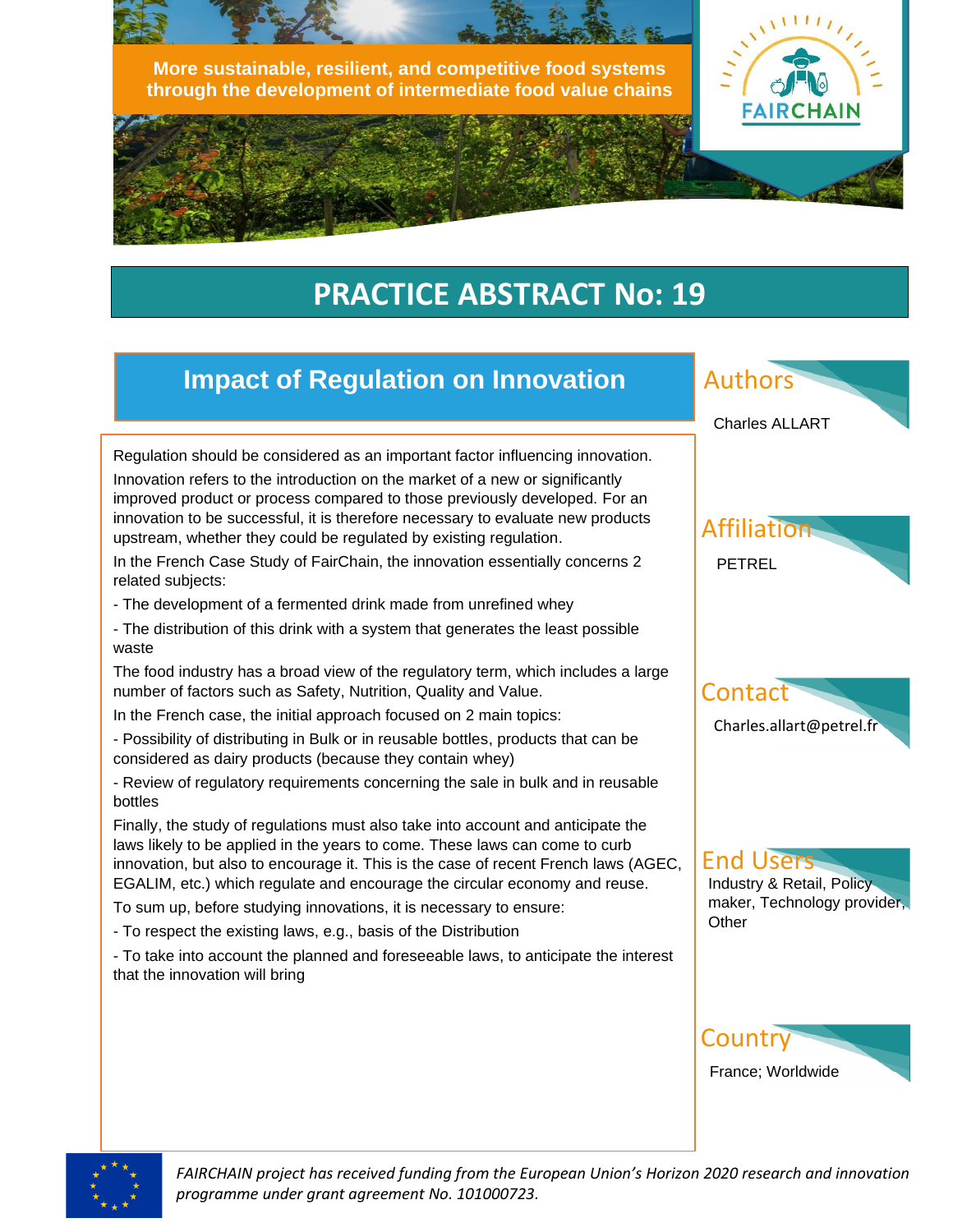More sustainable, resilient, and competitive food systems through the development of intermediate food value chains

FAIRCHAIN

# PRACTICE ABSTRACT No: 19

## Impact of Regulation on Innovation

Regulation should be considered as an important factor influencing innovation.

Innovation refers to the introduction on the market of a new or significantly improved product or process compared to those previously developed. For an innovation to be successful, it is therefore necessary to evaluate new products upstream, whether they could be regulated by existing regulation.

In the French Case Study of FairChain, the innovation essentially concerns 2 related subjects:

- The development of a fermented drink made from unrefined whey
- The distribution of this drink with a system that generates the least possible waste

The food industry has a broad view of the regulatory term, which includes a large number of factors such as Safety, Nutrition, Quality and Value.

In the French case, the initial approach focused on 2 main topics:

- Possibility of distributing in Bulk or in reusable bottles, products that can be considered as dairy products (because they contain whey)
- Review of regulatory requirements concerning the sale in bulk and in reusable bottles

Finally, the study of regulations must also take into account and anticipate the laws likely to be applied in the years to come. These laws can come to curb innovation, but also to encourage it. This is the case of recent French laws (AGEC, EGALIM, etc.) which regulate and encourage the circular economy and reuse.

To sum up, before studying innovations, it is necessary to ensure:

- To respect the existing laws, e.g., basis of the Distribution
- To take into account the planned and foreseeable laws, to anticipate the interest that the innovation will bring

### Authors

Charles ALLART

### Affiliation

PETREL

### Contact

Charles.allart@petrel.fr

### End Users

Industry & Retail, Policy maker, Technology provider, Other

### Country

France; Worldwide

*FAIRCHAIN project has received funding from the European Union's Horizon 2020 research and innovation programme under grant agreement No. 101000723.*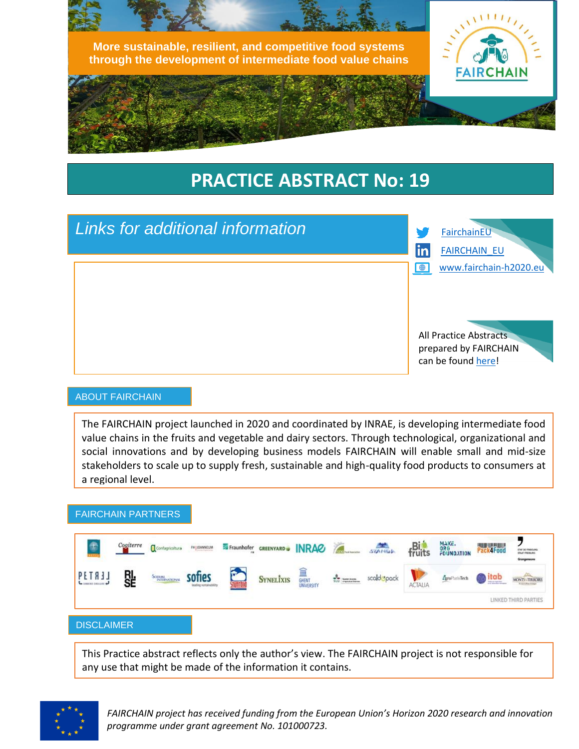More sustainable, resilient, and competitive food systems through the development of intermediate food value chains

FAIRCHAIN

# PRACTICE ABSTRACT No: 19

## Links for additional information

FairchainEU

FAIRCHAIN_EU

www.fairchain-h2020.eu

All Practice Abstracts prepared by FAIRCHAIN can be found here!

## ABOUT FAIRCHAIN

The FAIRCHAIN project launched in 2020 and coordinated by INRAE, is developing intermediate food value chains in the fruits and vegetable and dairy sectors. Through technological, organizational and social innovations and by developing business models FAIRCHAIN will enable small and mid-size stakeholders to scale up to supply fresh, sustainable and high-quality food products to consumers at a regional level.

## FAIRCHAIN PARTNERS

Cogiterre, Confagricoltura, Joanneum, Fraunhofer, Greenyard, INRAE, Stanga, Bio Fruits, Make.Org Foundation, Pack4Food, Petrij, RISE, Social Internacional, sofies, Synelixis, Ghent University, SLU, scaldopack, ACTALIA, AgroParisTech, itab, Monts & Terroirs

LINKED THIRD PARTIES

## DISCLAIMER

This Practice abstract reflects only the author's view. The FAIRCHAIN project is not responsible for any use that might be made of the information it contains.

*FAIRCHAIN project has received funding from the European Union's Horizon 2020 research and innovation programme under grant agreement No. 101000723.*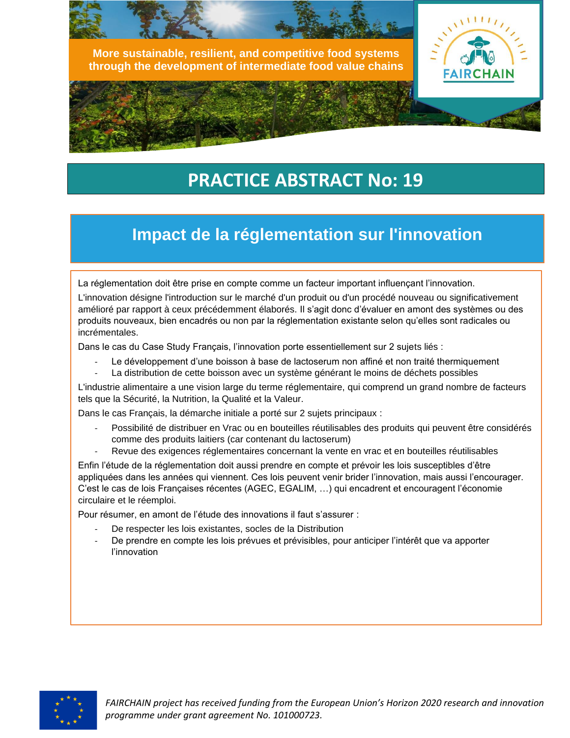More sustainable, resilient, and competitive food systems through the development of intermediate food value chains

FAIRCHAIN

# PRACTICE ABSTRACT No: 19

## Impact de la réglementation sur l'innovation

La réglementation doit être prise en compte comme un facteur important influençant l'innovation.

L'innovation désigne l'introduction sur le marché d'un produit ou d'un procédé nouveau ou significativement amélioré par rapport à ceux précédemment élaborés. Il s'agit donc d'évaluer en amont des systèmes ou des produits nouveaux, bien encadrés ou non par la réglementation existante selon qu'elles sont radicales ou incrémentales.

Dans le cas du Case Study Français, l'innovation porte essentiellement sur 2 sujets liés :

- Le développement d'une boisson à base de lactoserum non affiné et non traité thermiquement
- La distribution de cette boisson avec un système générant le moins de déchets possibles

L'industrie alimentaire a une vision large du terme réglementaire, qui comprend un grand nombre de facteurs tels que la Sécurité, la Nutrition, la Qualité et la Valeur.

Dans le cas Français, la démarche initiale a porté sur 2 sujets principaux :

- Possibilité de distribuer en Vrac ou en bouteilles réutilisables des produits qui peuvent être considérés comme des produits laitiers (car contenant du lactoserum)
- Revue des exigences réglementaires concernant la vente en vrac et en bouteilles réutilisables

Enfin l'étude de la réglementation doit aussi prendre en compte et prévoir les lois susceptibles d'être appliquées dans les années qui viennent. Ces lois peuvent venir brider l'innovation, mais aussi l'encourager. C'est le cas de lois Françaises récentes (AGEC, EGALIM, …) qui encadrent et encouragent l'économie circulaire et le réemploi.

Pour résumer, en amont de l'étude des innovations il faut s'assurer :

- De respecter les lois existantes, socles de la Distribution
- De prendre en compte les lois prévues et prévisibles, pour anticiper l'intérêt que va apporter l'innovation

*FAIRCHAIN project has received funding from the European Union's Horizon 2020 research and innovation programme under grant agreement No. 101000723.*